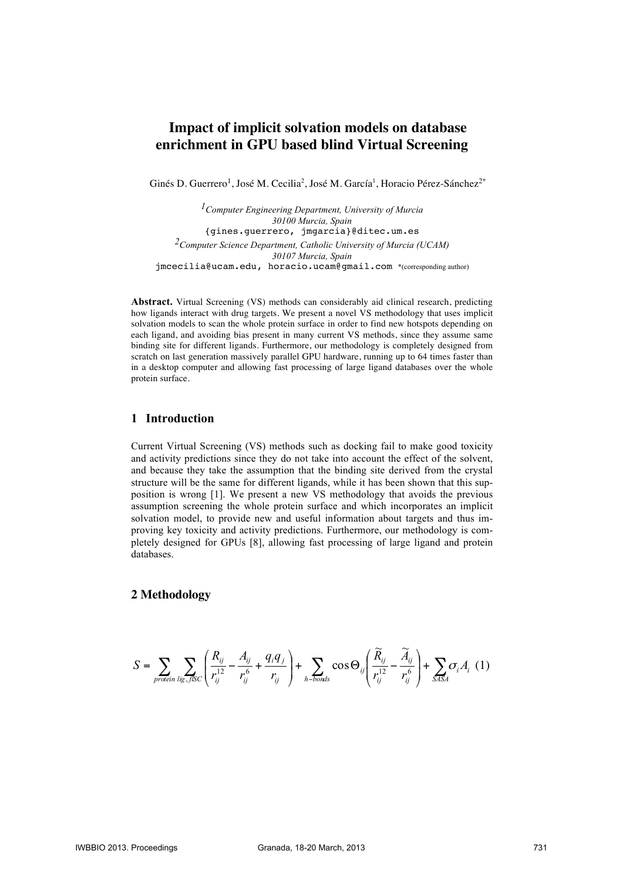# Impact of implicit solvation models on database enrichment in GPU based blind Virtual Screening

Ginés D. Guerrero[1], José M. Cecilia[2], José M. García[1], Horacio Pérez-Sánchez[2*]

[1]*Computer Engineering Department, University of Murcia*
*30100 Murcia, Spain*
{gines.guerrero, jmgarcia}@ditec.um.es

[2]*Computer Science Department, Catholic University of Murcia (UCAM)*
*30107 Murcia, Spain*
jmcecilia@ucam.edu, horacio.ucam@gmail.com *(corresponding author)

**Abstract.** Virtual Screening (VS) methods can considerably aid clinical research, predicting how ligands interact with drug targets. We present a novel VS methodology that uses implicit solvation models to scan the whole protein surface in order to find new hotspots depending on each ligand, and avoiding bias present in many current VS methods, since they assume same binding site for different ligands. Furthermore, our methodology is completely designed from scratch on last generation massively parallel GPU hardware, running up to 64 times faster than in a desktop computer and allowing fast processing of large ligand databases over the whole protein surface.

## 1 Introduction

Current Virtual Screening (VS) methods such as docking fail to make good toxicity and activity predictions since they do not take into account the effect of the solvent, and because they take the assumption that the binding site derived from the crystal structure will be the same for different ligands, while it has been shown that this supposition is wrong [1]. We present a new VS methodology that avoids the previous assumption screening the whole protein surface and which incorporates an implicit solvation model, to provide new and useful information about targets and thus improving key toxicity and activity predictions. Furthermore, our methodology is completely designed for GPUs [8], allowing fast processing of large ligand and protein databases.

## 2 Methodology

$$S = \sum_{protein} \sum_{lig,\, fISC} \left( \frac{R_{ij}}{r_{ij}^{12}} - \frac{A_{ij}}{r_{ij}^{6}} + \frac{q_i q_j}{r_{ij}} \right) + \sum_{h-bonds} \cos\Theta_{ij} \left( \frac{\widetilde{R}_{ij}}{r_{ij}^{12}} - \frac{\widetilde{A}_{ij}}{r_{ij}^{6}} \right) + \sum_{SASA} \sigma_i A_i \quad (1)$$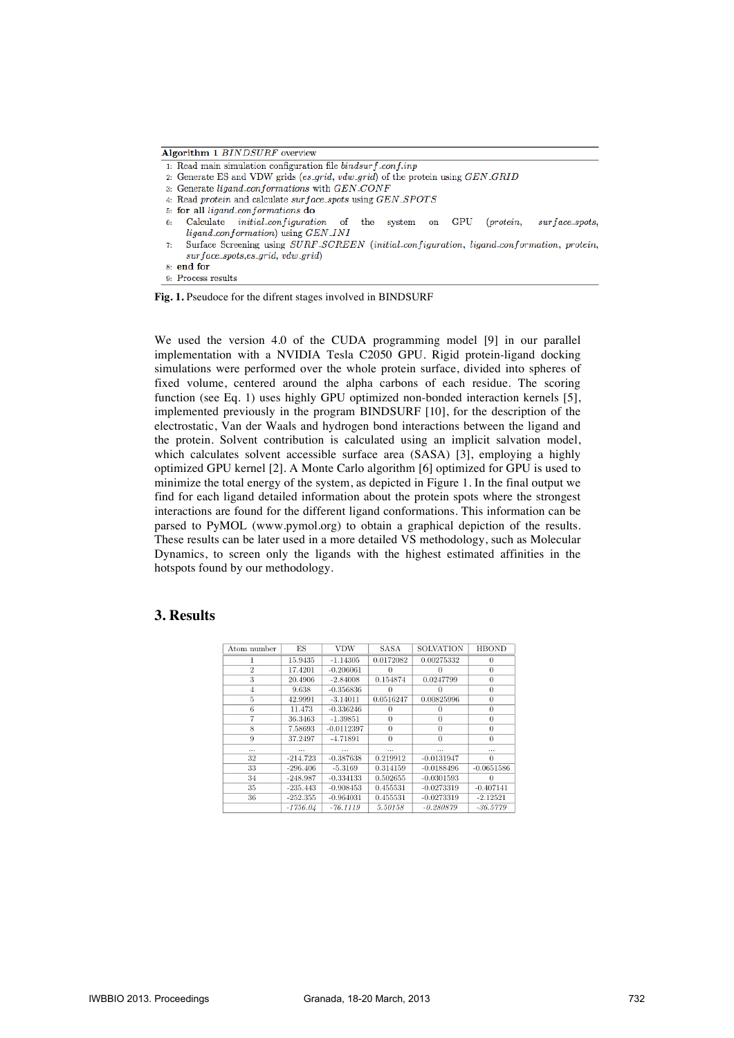**Algorithm 1** *BINDSURF* overview

1: Read main simulation configuration file *bindsurf_conf.inp*
2: Generate ES and VDW grids (*es_grid*, *vdw_grid*) of the protein using *GEN_GRID*
3: Generate *ligand_conformations* with *GEN_CONF*
4: Read *protein* and calculate *surface_spots* using *GEN_SPOTS*
5: **for all** *ligand_conformations* **do**
6: Calculate *initial_configuration* of the system on GPU (*protein*, *surface_spots*, *ligand_conformation*) using *GEN_INI*
7: Surface Screening using *SURF_SCREEN* (*initial_configuration*, *ligand_conformation*, *protein*, *surface_spots*,*es_grid*, *vdw_grid*)
8: **end for**
9: Process results

**Fig. 1.** Pseudoce for the difrent stages involved in BINDSURF

We used the version 4.0 of the CUDA programming model [9] in our parallel implementation with a NVIDIA Tesla C2050 GPU. Rigid protein-ligand docking simulations were performed over the whole protein surface, divided into spheres of fixed volume, centered around the alpha carbons of each residue. The scoring function (see Eq. 1) uses highly GPU optimized non-bonded interaction kernels [5], implemented previously in the program BINDSURF [10], for the description of the electrostatic, Van der Waals and hydrogen bond interactions between the ligand and the protein. Solvent contribution is calculated using an implicit salvation model, which calculates solvent accessible surface area (SASA) [3], employing a highly optimized GPU kernel [2]. A Monte Carlo algorithm [6] optimized for GPU is used to minimize the total energy of the system, as depicted in Figure 1. In the final output we find for each ligand detailed information about the protein spots where the strongest interactions are found for the different ligand conformations. This information can be parsed to PyMOL (www.pymol.org) to obtain a graphical depiction of the results. These results can be later used in a more detailed VS methodology, such as Molecular Dynamics, to screen only the ligands with the highest estimated affinities in the hotspots found by our methodology.

## 3. Results

| Atom number | ES | VDW | SASA | SOLVATION | HBOND |
|---|---|---|---|---|---|
| 1 | 15.9435 | -1.14305 | 0.0172082 | 0.00275332 | 0 |
| 2 | 17.4201 | -0.206061 | 0 | 0 | 0 |
| 3 | 20.4906 | -2.84008 | 0.154874 | 0.0247799 | 0 |
| 4 | 9.638 | -0.356836 | 0 | 0 | 0 |
| 5 | 42.9991 | -3.14011 | 0.0516247 | 0.00825996 | 0 |
| 6 | 11.473 | -0.336246 | 0 | 0 | 0 |
| 7 | 36.3463 | -1.39851 | 0 | 0 | 0 |
| 8 | 7.58693 | -0.0112397 | 0 | 0 | 0 |
| 9 | 37.2497 | -4.71891 | 0 | 0 | 0 |
| ... | ... | ... | ... | ... | ... |
| 32 | -214.723 | -0.387638 | 0.219912 | -0.0131947 | 0 |
| 33 | -296.406 | -5.3169 | 0.314159 | -0.0188496 | -0.0651586 |
| 34 | -248.987 | -0.334133 | 0.502655 | -0.0301593 | 0 |
| 35 | -235.443 | -0.908453 | 0.455531 | -0.0273319 | -0.407141 |
| 36 | -252.355 | -0.964031 | 0.455531 | -0.0273319 | -2.12521 |
| | *-1756.04* | *-76.1119* | *5.50158* | *-0.280879* | *-36.5779* |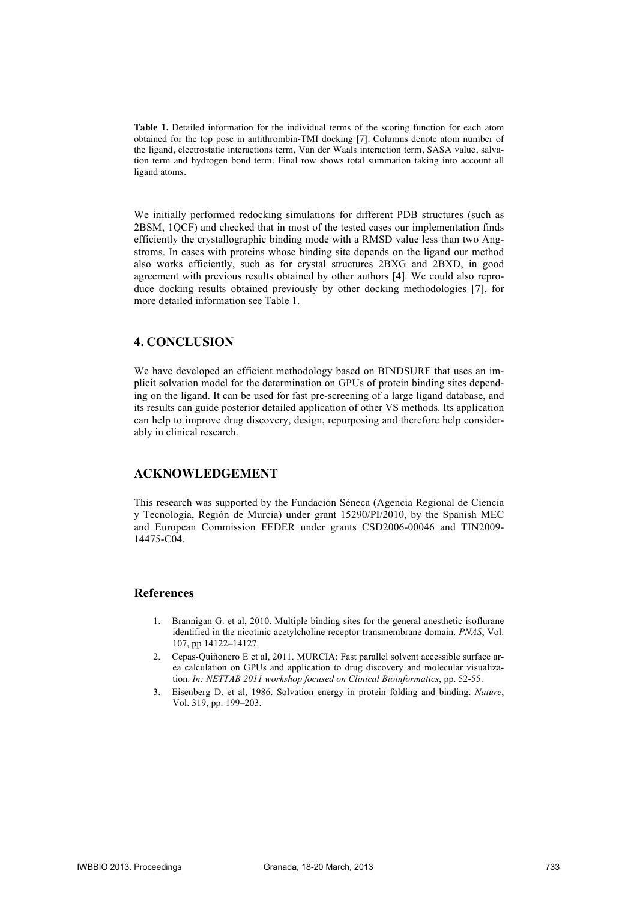**Table 1.** Detailed information for the individual terms of the scoring function for each atom obtained for the top pose in antithrombin-TMI docking [7]. Columns denote atom number of the ligand, electrostatic interactions term, Van der Waals interaction term, SASA value, salvation term and hydrogen bond term. Final row shows total summation taking into account all ligand atoms.

We initially performed redocking simulations for different PDB structures (such as 2BSM, 1QCF) and checked that in most of the tested cases our implementation finds efficiently the crystallographic binding mode with a RMSD value less than two Angstroms. In cases with proteins whose binding site depends on the ligand our method also works efficiently, such as for crystal structures 2BXG and 2BXD, in good agreement with previous results obtained by other authors [4]. We could also reproduce docking results obtained previously by other docking methodologies [7], for more detailed information see Table 1.

## 4. CONCLUSION

We have developed an efficient methodology based on BINDSURF that uses an implicit solvation model for the determination on GPUs of protein binding sites depending on the ligand. It can be used for fast pre-screening of a large ligand database, and its results can guide posterior detailed application of other VS methods. Its application can help to improve drug discovery, design, repurposing and therefore help considerably in clinical research.

## ACKNOWLEDGEMENT

This research was supported by the Fundación Séneca (Agencia Regional de Ciencia y Tecnología, Región de Murcia) under grant 15290/PI/2010, by the Spanish MEC and European Commission FEDER under grants CSD2006-00046 and TIN2009-14475-C04.

## References

1. Brannigan G. et al, 2010. Multiple binding sites for the general anesthetic isoflurane identified in the nicotinic acetylcholine receptor transmembrane domain. *PNAS*, Vol. 107, pp 14122–14127.
2. Cepas-Quiñonero E et al, 2011. MURCIA: Fast parallel solvent accessible surface area calculation on GPUs and application to drug discovery and molecular visualization. *In: NETTAB 2011 workshop focused on Clinical Bioinformatics*, pp. 52-55.
3. Eisenberg D. et al, 1986. Solvation energy in protein folding and binding. *Nature*, Vol. 319, pp. 199–203.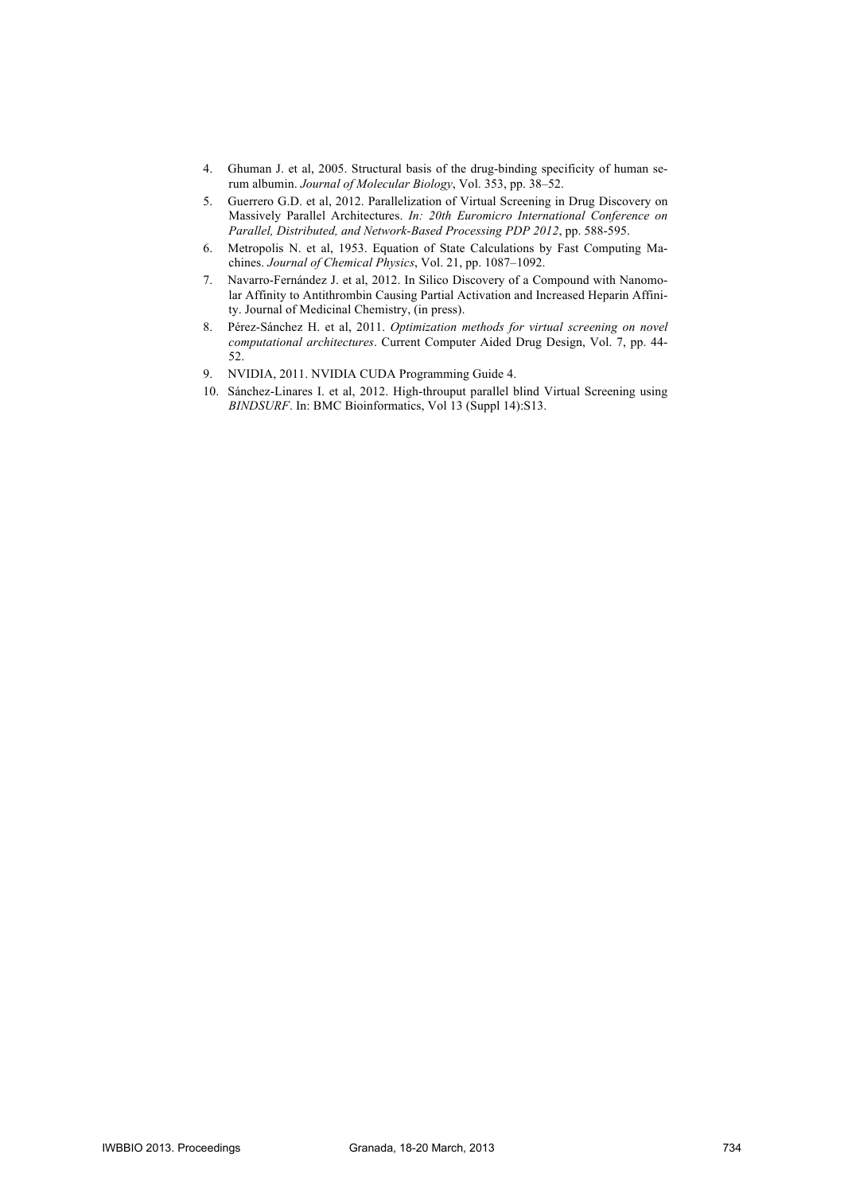4. Ghuman J. et al, 2005. Structural basis of the drug-binding specificity of human serum albumin. *Journal of Molecular Biology*, Vol. 353, pp. 38–52.
5. Guerrero G.D. et al, 2012. Parallelization of Virtual Screening in Drug Discovery on Massively Parallel Architectures. *In: 20th Euromicro International Conference on Parallel, Distributed, and Network-Based Processing PDP 2012*, pp. 588-595.
6. Metropolis N. et al, 1953. Equation of State Calculations by Fast Computing Machines. *Journal of Chemical Physics*, Vol. 21, pp. 1087–1092.
7. Navarro-Fernández J. et al, 2012. In Silico Discovery of a Compound with Nanomolar Affinity to Antithrombin Causing Partial Activation and Increased Heparin Affinity. Journal of Medicinal Chemistry, (in press).
8. Pérez-Sánchez H. et al, 2011. *Optimization methods for virtual screening on novel computational architectures*. Current Computer Aided Drug Design, Vol. 7, pp. 44-52.
9. NVIDIA, 2011. NVIDIA CUDA Programming Guide 4.
10. Sánchez-Linares I. et al, 2012. High-throuput parallel blind Virtual Screening using *BINDSURF*. In: BMC Bioinformatics, Vol 13 (Suppl 14):S13.